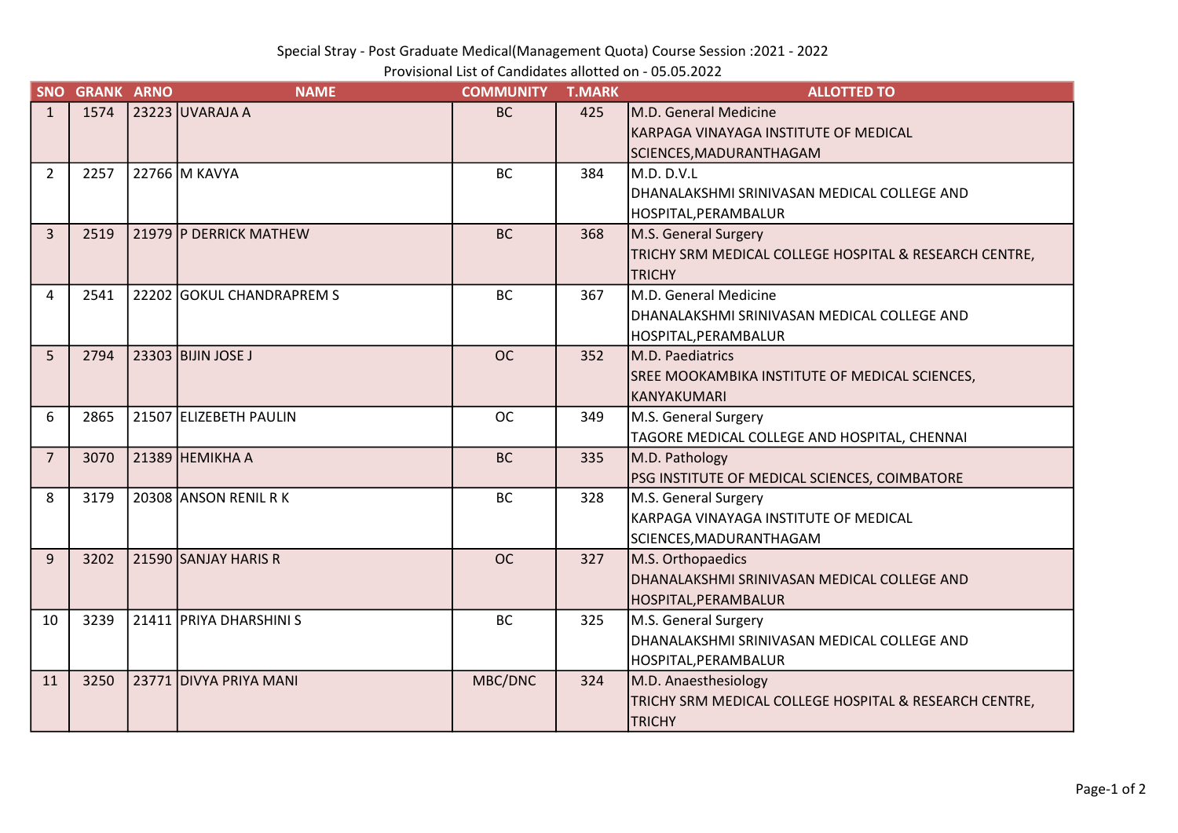Special Stray - Post Graduate Medical(Management Quota) Course Session :2021 - 2022

Provisional List of Candidates allotted on - 05.05.2022

| SNO | GRANK | ARNO | NAME | COMMUNITY | T.MARK | ALLOTTED TO |
|---|---|---|---|---|---|---|
| 1 | 1574 | 23223 | UVARAJA A | BC | 425 | M.D. General Medicine KARPAGA VINAYAGA INSTITUTE OF MEDICAL SCIENCES,MADURANTHAGAM |
| 2 | 2257 | 22766 | M KAVYA | BC | 384 | M.D. D.V.L DHANALAKSHMI SRINIVASAN MEDICAL COLLEGE AND HOSPITAL,PERAMBALUR |
| 3 | 2519 | 21979 | P DERRICK MATHEW | BC | 368 | M.S. General Surgery TRICHY SRM MEDICAL COLLEGE HOSPITAL & RESEARCH CENTRE, TRICHY |
| 4 | 2541 | 22202 | GOKUL CHANDRAPREM S | BC | 367 | M.D. General Medicine DHANALAKSHMI SRINIVASAN MEDICAL COLLEGE AND HOSPITAL,PERAMBALUR |
| 5 | 2794 | 23303 | BIJIN JOSE J | OC | 352 | M.D. Paediatrics SREE MOOKAMBIKA INSTITUTE OF MEDICAL SCIENCES, KANYAKUMARI |
| 6 | 2865 | 21507 | ELIZEBETH PAULIN | OC | 349 | M.S. General Surgery TAGORE MEDICAL COLLEGE AND HOSPITAL, CHENNAI |
| 7 | 3070 | 21389 | HEMIKHA A | BC | 335 | M.D. Pathology PSG INSTITUTE OF MEDICAL SCIENCES, COIMBATORE |
| 8 | 3179 | 20308 | ANSON RENIL R K | BC | 328 | M.S. General Surgery KARPAGA VINAYAGA INSTITUTE OF MEDICAL SCIENCES,MADURANTHAGAM |
| 9 | 3202 | 21590 | SANJAY HARIS R | OC | 327 | M.S. Orthopaedics DHANALAKSHMI SRINIVASAN MEDICAL COLLEGE AND HOSPITAL,PERAMBALUR |
| 10 | 3239 | 21411 | PRIYA DHARSHINI S | BC | 325 | M.S. General Surgery DHANALAKSHMI SRINIVASAN MEDICAL COLLEGE AND HOSPITAL,PERAMBALUR |
| 11 | 3250 | 23771 | DIVYA PRIYA MANI | MBC/DNC | 324 | M.D. Anaesthesiology TRICHY SRM MEDICAL COLLEGE HOSPITAL & RESEARCH CENTRE, TRICHY |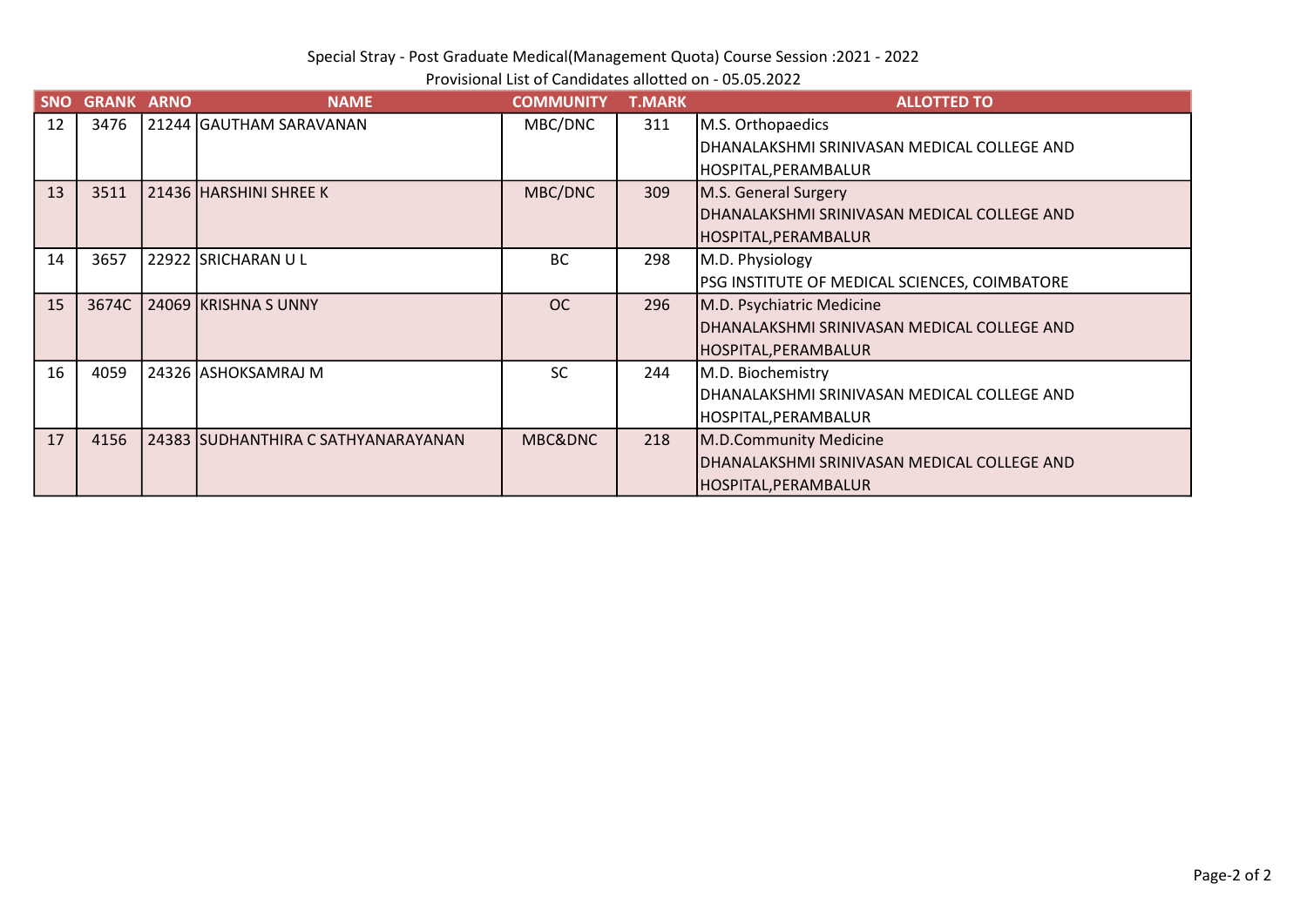Special Stray - Post Graduate Medical(Management Quota) Course Session :2021 - 2022

Provisional List of Candidates allotted on - 05.05.2022

| SNO | GRANK | ARNO | NAME | COMMUNITY | T.MARK | ALLOTTED TO |
|---|---|---|---|---|---|---|
| 12 | 3476 | 21244 | GAUTHAM SARAVANAN | MBC/DNC | 311 | M.S. Orthopaedics DHANALAKSHMI SRINIVASAN MEDICAL COLLEGE AND HOSPITAL,PERAMBALUR |
| 13 | 3511 | 21436 | HARSHINI SHREE K | MBC/DNC | 309 | M.S. General Surgery DHANALAKSHMI SRINIVASAN MEDICAL COLLEGE AND HOSPITAL,PERAMBALUR |
| 14 | 3657 | 22922 | SRICHARAN U L | BC | 298 | M.D. Physiology PSG INSTITUTE OF MEDICAL SCIENCES, COIMBATORE |
| 15 | 3674C | 24069 | KRISHNA S UNNY | OC | 296 | M.D. Psychiatric Medicine DHANALAKSHMI SRINIVASAN MEDICAL COLLEGE AND HOSPITAL,PERAMBALUR |
| 16 | 4059 | 24326 | ASHOKSAMRAJ M | SC | 244 | M.D. Biochemistry DHANALAKSHMI SRINIVASAN MEDICAL COLLEGE AND HOSPITAL,PERAMBALUR |
| 17 | 4156 | 24383 | SUDHANTHIRA C SATHYANARAYANAN | MBC&DNC | 218 | M.D.Community Medicine DHANALAKSHMI SRINIVASAN MEDICAL COLLEGE AND HOSPITAL,PERAMBALUR |